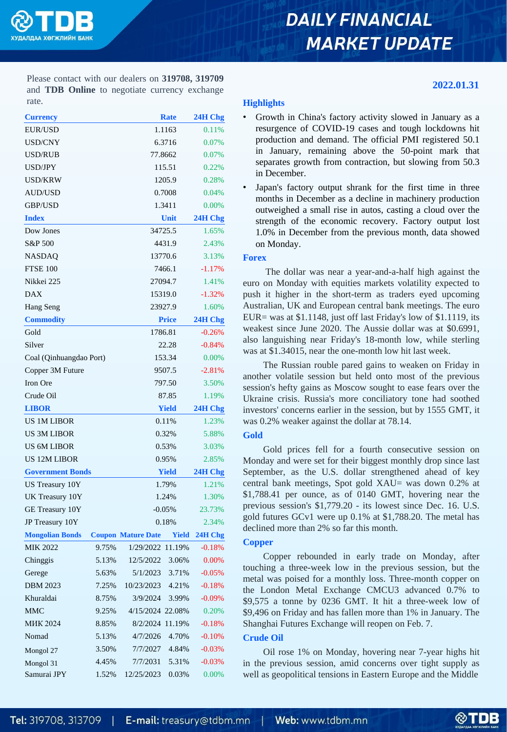# DAILY FINANCIAL MARKET UPDATE

Please contact with our dealers on **319708, 319709** and **TDB Online** to negotiate currency exchange rate.

**2022.01.31**

| Currency | Rate | 24H Chg |
|---|---|---|
| EUR/USD | 1.1163 | 0.11% |
| USD/CNY | 6.3716 | 0.07% |
| USD/RUB | 77.8662 | 0.07% |
| USD/JPY | 115.51 | 0.22% |
| USD/KRW | 1205.9 | 0.28% |
| AUD/USD | 0.7008 | 0.04% |
| GBP/USD | 1.3411 | 0.00% |
| **Index** | **Unit** | **24H Chg** |
| Dow Jones | 34725.5 | 1.65% |
| S&P 500 | 4431.9 | 2.43% |
| NASDAQ | 13770.6 | 3.13% |
| FTSE 100 | 7466.1 | -1.17% |
| Nikkei 225 | 27094.7 | 1.41% |
| DAX | 15319.0 | -1.32% |
| Hang Seng | 23927.9 | 1.60% |
| **Commodity** | **Price** | **24H Chg** |
| Gold | 1786.81 | -0.26% |
| Silver | 22.28 | -0.84% |
| Coal (Qinhuangdao Port) | 153.34 | 0.00% |
| Copper 3M Future | 9507.5 | -2.81% |
| Iron Ore | 797.50 | 3.50% |
| Crude Oil | 87.85 | 1.19% |
| **LIBOR** | **Yield** | **24H Chg** |
| US 1M LIBOR | 0.11% | 1.23% |
| US 3M LIBOR | 0.32% | 5.88% |
| US 6M LIBOR | 0.53% | 3.03% |
| US 12M LIBOR | 0.95% | 2.85% |
| **Government Bonds** | **Yield** | **24H Chg** |
| US Treasury 10Y | 1.79% | 1.21% |
| UK Treasury 10Y | 1.24% | 1.30% |
| GE Treasury 10Y | -0.05% | 23.73% |
| JP Treasury 10Y | 0.18% | 2.34% |

| Mongolian Bonds | Coupon | Mature Date | Yield | 24H Chg |
|---|---|---|---|---|
| MIK 2022 | 9.75% | 1/29/2022 | 11.19% | -0.18% |
| Chinggis | 5.13% | 12/5/2022 | 3.06% | 0.00% |
| Gerege | 5.63% | 5/1/2023 | 3.71% | -0.05% |
| DBM 2023 | 7.25% | 10/23/2023 | 4.21% | -0.18% |
| Khuraldai | 8.75% | 3/9/2024 | 3.99% | -0.09% |
| MMC | 9.25% | 4/15/2024 | 22.08% | 0.20% |
| МИК 2024 | 8.85% | 8/2/2024 | 11.19% | -0.18% |
| Nomad | 5.13% | 4/7/2026 | 4.70% | -0.10% |
| Mongol 27 | 3.50% | 7/7/2027 | 4.84% | -0.03% |
| Mongol 31 | 4.45% | 7/7/2031 | 5.31% | -0.03% |
| Samurai JPY | 1.52% | 12/25/2023 | 0.03% | 0.00% |

## Highlights

- Growth in China's factory activity slowed in January as a resurgence of COVID-19 cases and tough lockdowns hit production and demand. The official PMI registered 50.1 in January, remaining above the 50-point mark that separates growth from contraction, but slowing from 50.3 in December.
- Japan's factory output shrank for the first time in three months in December as a decline in machinery production outweighed a small rise in autos, casting a cloud over the strength of the economic recovery. Factory output lost 1.0% in December from the previous month, data showed on Monday.

## Forex

The dollar was near a year-and-a-half high against the euro on Monday with equities markets volatility expected to push it higher in the short-term as traders eyed upcoming Australian, UK and European central bank meetings. The euro EUR= was at $1.1148, just off last Friday's low of $1.1119, its weakest since June 2020. The Aussie dollar was at $0.6991, also languishing near Friday's 18-month low, while sterling was at $1.34015, near the one-month low hit last week.

The Russian rouble pared gains to weaken on Friday in another volatile session but held onto most of the previous session's hefty gains as Moscow sought to ease fears over the Ukraine crisis. Russia's more conciliatory tone had soothed investors' concerns earlier in the session, but by 1555 GMT, it was 0.2% weaker against the dollar at 78.14.

## Gold

Gold prices fell for a fourth consecutive session on Monday and were set for their biggest monthly drop since last September, as the U.S. dollar strengthened ahead of key central bank meetings, Spot gold XAU= was down 0.2% at $1,788.41 per ounce, as of 0140 GMT, hovering near the previous session's $1,779.20 - its lowest since Dec. 16. U.S. gold futures GCv1 were up 0.1% at $1,788.20. The metal has declined more than 2% so far this month.

## Copper

Copper rebounded in early trade on Monday, after touching a three-week low in the previous session, but the metal was poised for a monthly loss. Three-month copper on the London Metal Exchange CMCU3 advanced 0.7% to $9,575 a tonne by 0236 GMT. It hit a three-week low of $9,496 on Friday and has fallen more than 1% in January. The Shanghai Futures Exchange will reopen on Feb. 7.

## Crude Oil

Oil rose 1% on Monday, hovering near 7-year highs hit in the previous session, amid concerns over tight supply as well as geopolitical tensions in Eastern Europe and the Middle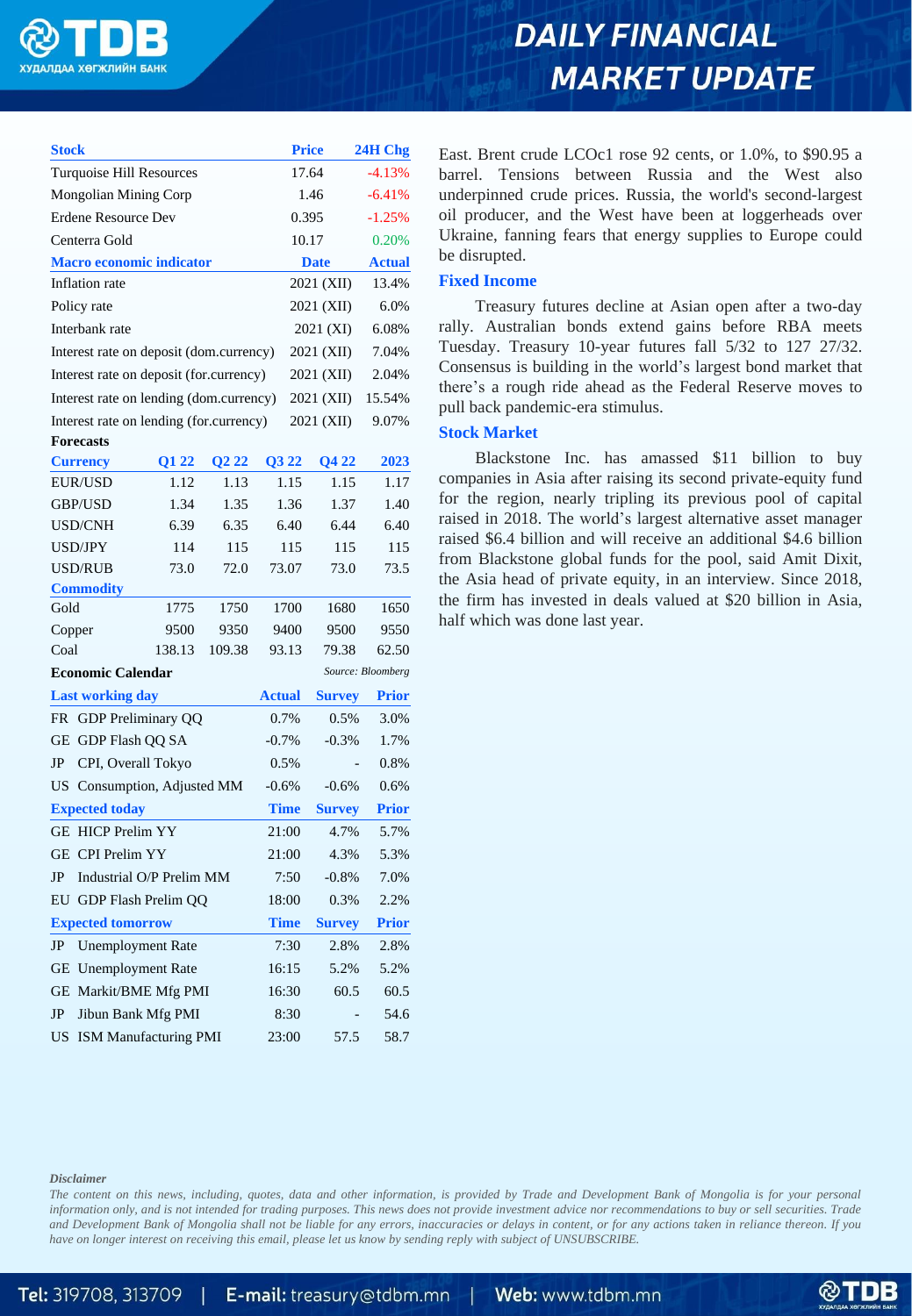| Stock | Price | 24H Chg |
|---|---|---|
| Turquoise Hill Resources | 17.64 | -4.13% |
| Mongolian Mining Corp | 1.46 | -6.41% |
| Erdene Resource Dev | 0.395 | -1.25% |
| Centerra Gold | 10.17 | 0.20% |

| Macro economic indicator | Date | Actual |
|---|---|---|
| Inflation rate | 2021 (XII) | 13.4% |
| Policy rate | 2021 (XII) | 6.0% |
| Interbank rate | 2021 (XI) | 6.08% |
| Interest rate on deposit (dom.currency) | 2021 (XII) | 7.04% |
| Interest rate on deposit (for.currency) | 2021 (XII) | 2.04% |
| Interest rate on lending (dom.currency) | 2021 (XII) | 15.54% |
| Interest rate on lending (for.currency) | 2021 (XII) | 9.07% |

**Forecasts**

| Currency | Q1 22 | Q2 22 | Q3 22 | Q4 22 | 2023 |
|---|---|---|---|---|---|
| EUR/USD | 1.12 | 1.13 | 1.15 | 1.15 | 1.17 |
| GBP/USD | 1.34 | 1.35 | 1.36 | 1.37 | 1.40 |
| USD/CNH | 6.39 | 6.35 | 6.40 | 6.44 | 6.40 |
| USD/JPY | 114 | 115 | 115 | 115 | 115 |
| USD/RUB | 73.0 | 72.0 | 73.07 | 73.0 | 73.5 |
| **Commodity** | | | | | |
| Gold | 1775 | 1750 | 1700 | 1680 | 1650 |
| Copper | 9500 | 9350 | 9400 | 9500 | 9550 |
| Coal | 138.13 | 109.38 | 93.13 | 79.38 | 62.50 |

**Economic Calendar** *Source: Bloomberg*

| Last working day | Actual | Survey | Prior |
|---|---|---|---|
| FR GDP Preliminary QQ | 0.7% | 0.5% | 3.0% |
| GE GDP Flash QQ SA | -0.7% | -0.3% | 1.7% |
| JP CPI, Overall Tokyo | 0.5% | - | 0.8% |
| US Consumption, Adjusted MM | -0.6% | -0.6% | 0.6% |
| **Expected today** | **Time** | **Survey** | **Prior** |
| GE HICP Prelim YY | 21:00 | 4.7% | 5.7% |
| GE CPI Prelim YY | 21:00 | 4.3% | 5.3% |
| JP Industrial O/P Prelim MM | 7:50 | -0.8% | 7.0% |
| EU GDP Flash Prelim QQ | 18:00 | 0.3% | 2.2% |
| **Expected tomorrow** | **Time** | **Survey** | **Prior** |
| JP Unemployment Rate | 7:30 | 2.8% | 2.8% |
| GE Unemployment Rate | 16:15 | 5.2% | 5.2% |
| GE Markit/BME Mfg PMI | 16:30 | 60.5 | 60.5 |
| JP Jibun Bank Mfg PMI | 8:30 | - | 54.6 |
| US ISM Manufacturing PMI | 23:00 | 57.5 | 58.7 |

East. Brent crude LCOc1 rose 92 cents, or 1.0%, to $90.95 a barrel. Tensions between Russia and the West also underpinned crude prices. Russia, the world's second-largest oil producer, and the West have been at loggerheads over Ukraine, fanning fears that energy supplies to Europe could be disrupted.

## Fixed Income

Treasury futures decline at Asian open after a two-day rally. Australian bonds extend gains before RBA meets Tuesday. Treasury 10-year futures fall 5/32 to 127 27/32. Consensus is building in the world's largest bond market that there's a rough ride ahead as the Federal Reserve moves to pull back pandemic-era stimulus.

## Stock Market

Blackstone Inc. has amassed $11 billion to buy companies in Asia after raising its second private-equity fund for the region, nearly tripling its previous pool of capital raised in 2018. The world's largest alternative asset manager raised $6.4 billion and will receive an additional $4.6 billion from Blackstone global funds for the pool, said Amit Dixit, the Asia head of private equity, in an interview. Since 2018, the firm has invested in deals valued at $20 billion in Asia, half which was done last year.

*Disclaimer*

*The content on this news, including, quotes, data and other information, is provided by Trade and Development Bank of Mongolia is for your personal information only, and is not intended for trading purposes. This news does not provide investment advice nor recommendations to buy or sell securities. Trade and Development Bank of Mongolia shall not be liable for any errors, inaccuracies or delays in content, or for any actions taken in reliance thereon. If you have on longer interest on receiving this email, please let us know by sending reply with subject of UNSUBSCRIBE.*

**Tel:** 319708, 313709 | **E-mail:** treasury@tdbm.mn | **Web:** www.tdbm.mn